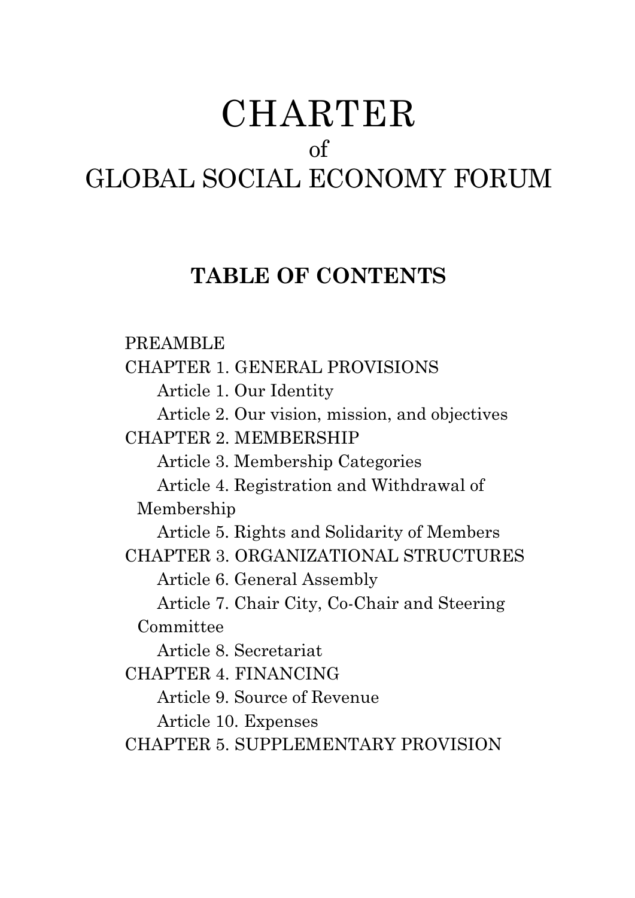# CHARTER
of
# GLOBAL SOCIAL ECONOMY FORUM

## TABLE OF CONTENTS

PREAMBLE

CHAPTER 1. GENERAL PROVISIONS
- Article 1. Our Identity
- Article 2. Our vision, mission, and objectives

CHAPTER 2. MEMBERSHIP
- Article 3. Membership Categories
- Article 4. Registration and Withdrawal of Membership
- Article 5. Rights and Solidarity of Members

CHAPTER 3. ORGANIZATIONAL STRUCTURES
- Article 6. General Assembly
- Article 7. Chair City, Co-Chair and Steering Committee
- Article 8. Secretariat

CHAPTER 4. FINANCING
- Article 9. Source of Revenue
- Article 10. Expenses

CHAPTER 5. SUPPLEMENTARY PROVISION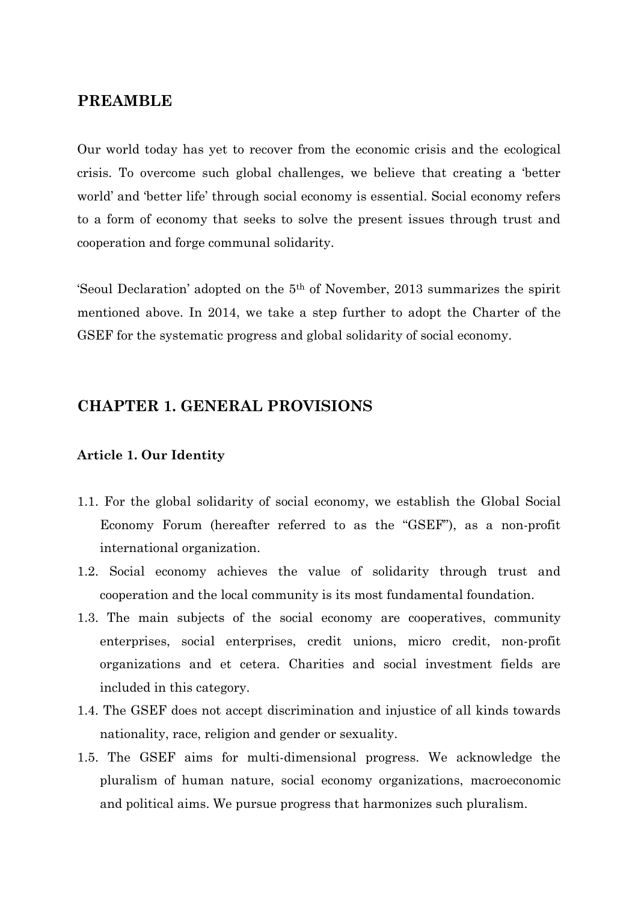## PREAMBLE

Our world today has yet to recover from the economic crisis and the ecological crisis. To overcome such global challenges, we believe that creating a 'better world' and 'better life' through social economy is essential. Social economy refers to a form of economy that seeks to solve the present issues through trust and cooperation and forge communal solidarity.

'Seoul Declaration' adopted on the 5th of November, 2013 summarizes the spirit mentioned above. In 2014, we take a step further to adopt the Charter of the GSEF for the systematic progress and global solidarity of social economy.

## CHAPTER 1. GENERAL PROVISIONS

### Article 1. Our Identity

1.1. For the global solidarity of social economy, we establish the Global Social Economy Forum (hereafter referred to as the "GSEF"), as a non-profit international organization.

1.2. Social economy achieves the value of solidarity through trust and cooperation and the local community is its most fundamental foundation.

1.3. The main subjects of the social economy are cooperatives, community enterprises, social enterprises, credit unions, micro credit, non-profit organizations and et cetera. Charities and social investment fields are included in this category.

1.4. The GSEF does not accept discrimination and injustice of all kinds towards nationality, race, religion and gender or sexuality.

1.5. The GSEF aims for multi-dimensional progress. We acknowledge the pluralism of human nature, social economy organizations, macroeconomic and political aims. We pursue progress that harmonizes such pluralism.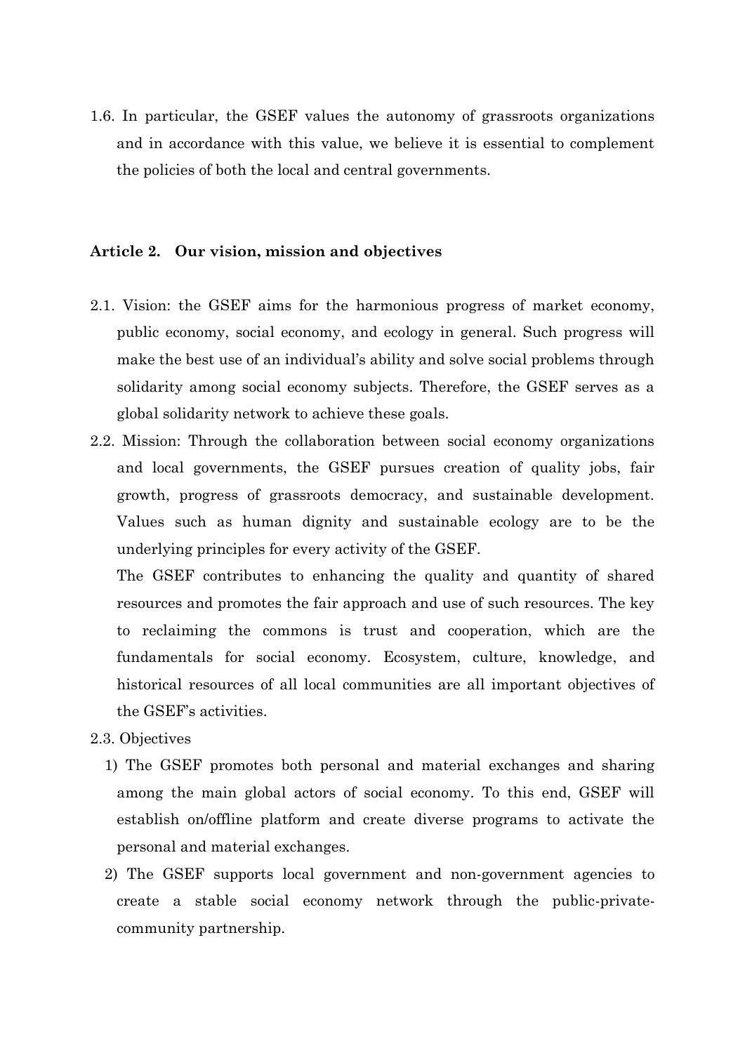1.6. In particular, the GSEF values the autonomy of grassroots organizations and in accordance with this value, we believe it is essential to complement the policies of both the local and central governments.

### Article 2. Our vision, mission and objectives

2.1. Vision: the GSEF aims for the harmonious progress of market economy, public economy, social economy, and ecology in general. Such progress will make the best use of an individual's ability and solve social problems through solidarity among social economy subjects. Therefore, the GSEF serves as a global solidarity network to achieve these goals.

2.2. Mission: Through the collaboration between social economy organizations and local governments, the GSEF pursues creation of quality jobs, fair growth, progress of grassroots democracy, and sustainable development. Values such as human dignity and sustainable ecology are to be the underlying principles for every activity of the GSEF.

The GSEF contributes to enhancing the quality and quantity of shared resources and promotes the fair approach and use of such resources. The key to reclaiming the commons is trust and cooperation, which are the fundamentals for social economy. Ecosystem, culture, knowledge, and historical resources of all local communities are all important objectives of the GSEF's activities.

2.3. Objectives

1) The GSEF promotes both personal and material exchanges and sharing among the main global actors of social economy. To this end, GSEF will establish on/offline platform and create diverse programs to activate the personal and material exchanges.

2) The GSEF supports local government and non-government agencies to create a stable social economy network through the public-private-community partnership.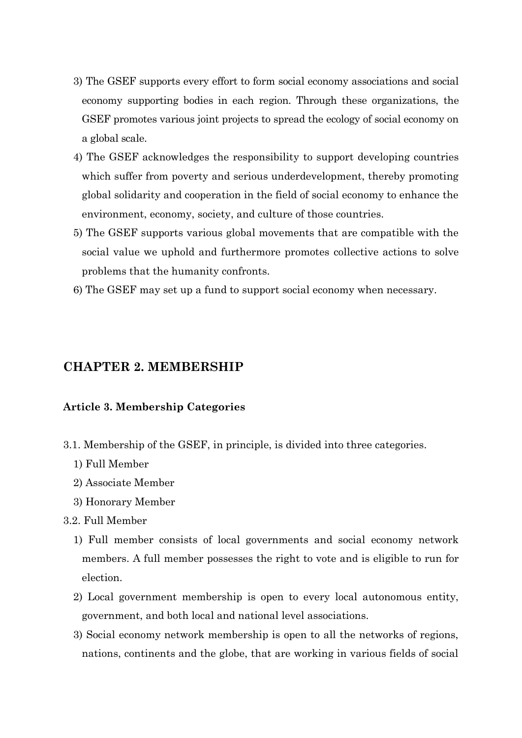3) The GSEF supports every effort to form social economy associations and social economy supporting bodies in each region. Through these organizations, the GSEF promotes various joint projects to spread the ecology of social economy on a global scale.
4) The GSEF acknowledges the responsibility to support developing countries which suffer from poverty and serious underdevelopment, thereby promoting global solidarity and cooperation in the field of social economy to enhance the environment, economy, society, and culture of those countries.
5) The GSEF supports various global movements that are compatible with the social value we uphold and furthermore promotes collective actions to solve problems that the humanity confronts.
6) The GSEF may set up a fund to support social economy when necessary.

## CHAPTER 2. MEMBERSHIP

### Article 3. Membership Categories

3.1. Membership of the GSEF, in principle, is divided into three categories.

1) Full Member
2) Associate Member
3) Honorary Member

3.2. Full Member

1) Full member consists of local governments and social economy network members. A full member possesses the right to vote and is eligible to run for election.
2) Local government membership is open to every local autonomous entity, government, and both local and national level associations.
3) Social economy network membership is open to all the networks of regions, nations, continents and the globe, that are working in various fields of social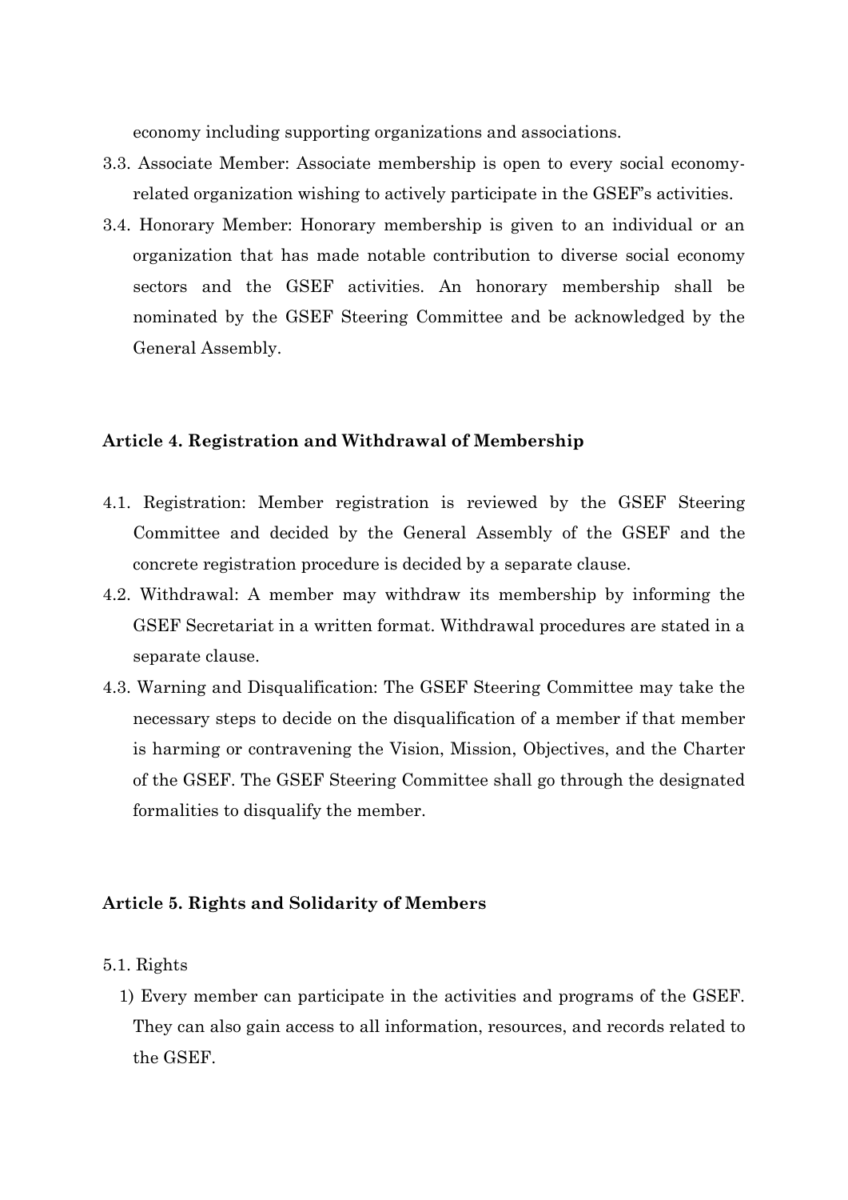economy including supporting organizations and associations.

3.3. Associate Member: Associate membership is open to every social economy-related organization wishing to actively participate in the GSEF's activities.

3.4. Honorary Member: Honorary membership is given to an individual or an organization that has made notable contribution to diverse social economy sectors and the GSEF activities. An honorary membership shall be nominated by the GSEF Steering Committee and be acknowledged by the General Assembly.

### Article 4. Registration and Withdrawal of Membership

4.1. Registration: Member registration is reviewed by the GSEF Steering Committee and decided by the General Assembly of the GSEF and the concrete registration procedure is decided by a separate clause.

4.2. Withdrawal: A member may withdraw its membership by informing the GSEF Secretariat in a written format. Withdrawal procedures are stated in a separate clause.

4.3. Warning and Disqualification: The GSEF Steering Committee may take the necessary steps to decide on the disqualification of a member if that member is harming or contravening the Vision, Mission, Objectives, and the Charter of the GSEF. The GSEF Steering Committee shall go through the designated formalities to disqualify the member.

### Article 5. Rights and Solidarity of Members

5.1. Rights

1) Every member can participate in the activities and programs of the GSEF. They can also gain access to all information, resources, and records related to the GSEF.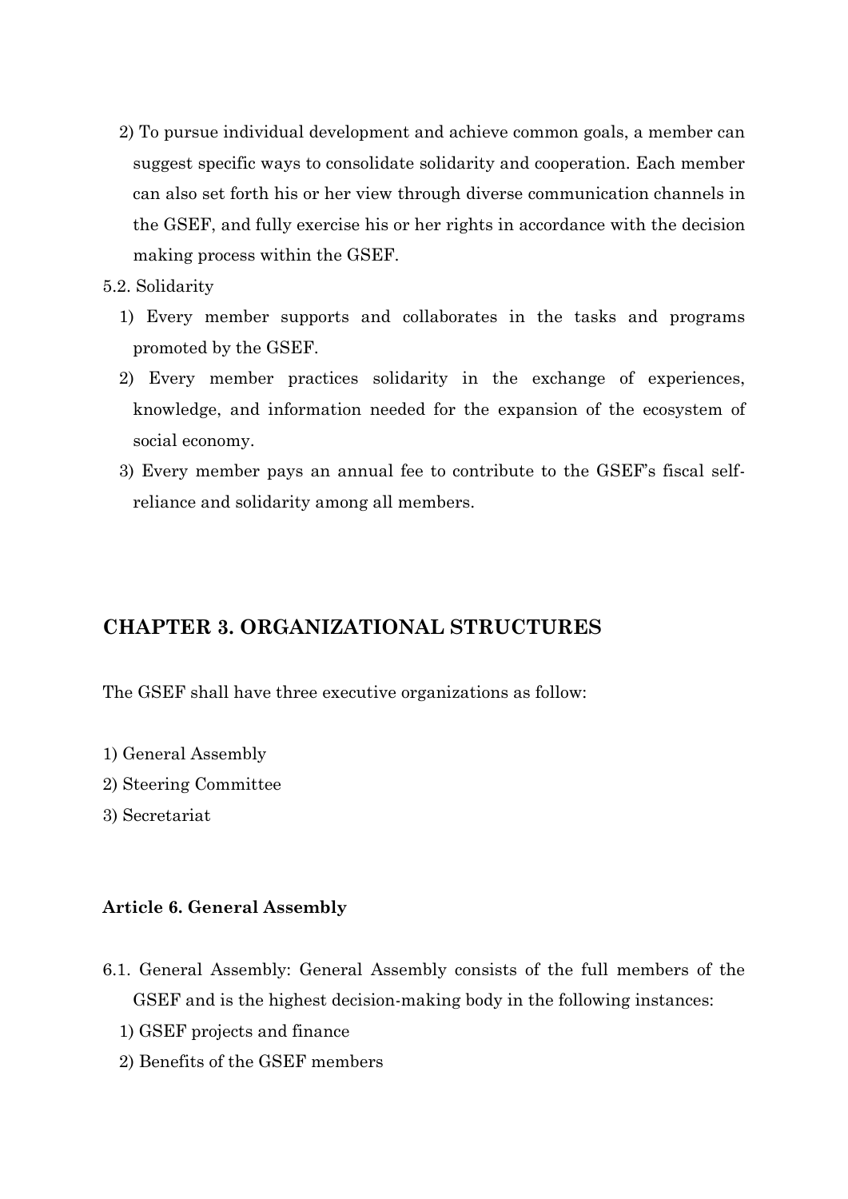2) To pursue individual development and achieve common goals, a member can suggest specific ways to consolidate solidarity and cooperation. Each member can also set forth his or her view through diverse communication channels in the GSEF, and fully exercise his or her rights in accordance with the decision making process within the GSEF.

5.2. Solidarity

1) Every member supports and collaborates in the tasks and programs promoted by the GSEF.

2) Every member practices solidarity in the exchange of experiences, knowledge, and information needed for the expansion of the ecosystem of social economy.

3) Every member pays an annual fee to contribute to the GSEF's fiscal self-reliance and solidarity among all members.

## CHAPTER 3. ORGANIZATIONAL STRUCTURES

The GSEF shall have three executive organizations as follow:

1) General Assembly
2) Steering Committee
3) Secretariat

### Article 6. General Assembly

6.1. General Assembly: General Assembly consists of the full members of the GSEF and is the highest decision-making body in the following instances:

1) GSEF projects and finance
2) Benefits of the GSEF members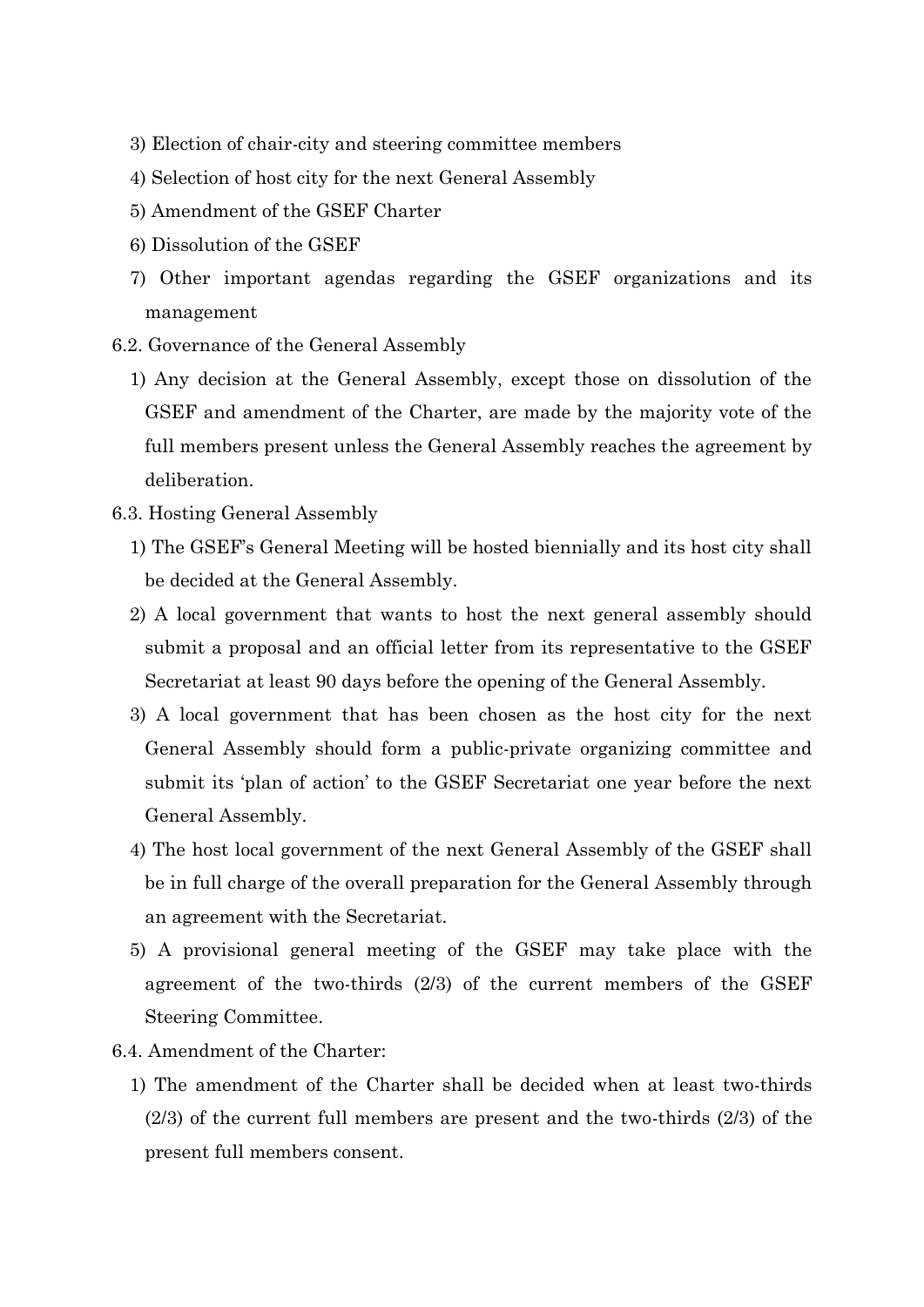3) Election of chair-city and steering committee members

4) Selection of host city for the next General Assembly

5) Amendment of the GSEF Charter

6) Dissolution of the GSEF

7) Other important agendas regarding the GSEF organizations and its management

6.2. Governance of the General Assembly

1) Any decision at the General Assembly, except those on dissolution of the GSEF and amendment of the Charter, are made by the majority vote of the full members present unless the General Assembly reaches the agreement by deliberation.

6.3. Hosting General Assembly

1) The GSEF's General Meeting will be hosted biennially and its host city shall be decided at the General Assembly.

2) A local government that wants to host the next general assembly should submit a proposal and an official letter from its representative to the GSEF Secretariat at least 90 days before the opening of the General Assembly.

3) A local government that has been chosen as the host city for the next General Assembly should form a public-private organizing committee and submit its 'plan of action' to the GSEF Secretariat one year before the next General Assembly.

4) The host local government of the next General Assembly of the GSEF shall be in full charge of the overall preparation for the General Assembly through an agreement with the Secretariat.

5) A provisional general meeting of the GSEF may take place with the agreement of the two-thirds (2/3) of the current members of the GSEF Steering Committee.

6.4. Amendment of the Charter:

1) The amendment of the Charter shall be decided when at least two-thirds (2/3) of the current full members are present and the two-thirds (2/3) of the present full members consent.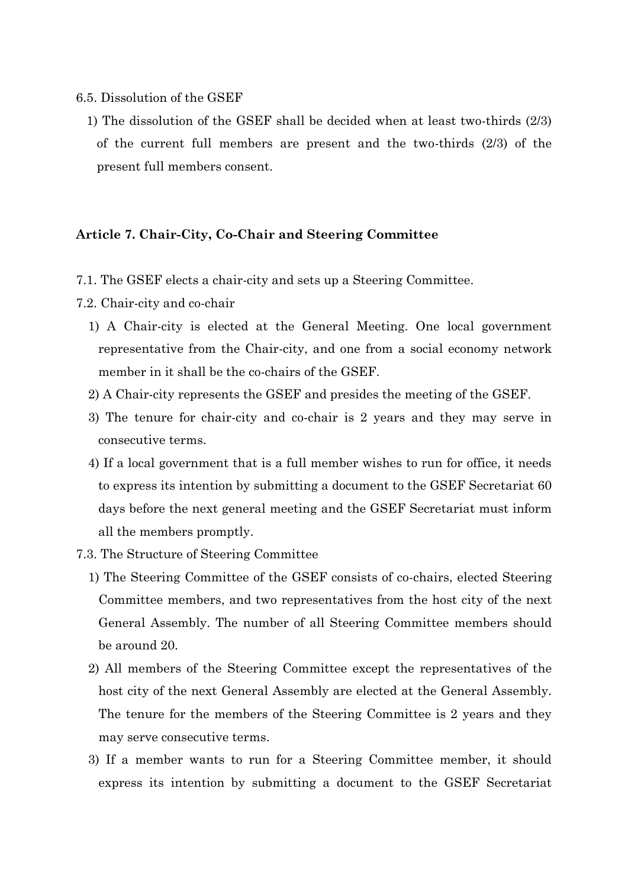6.5. Dissolution of the GSEF

1) The dissolution of the GSEF shall be decided when at least two-thirds (2/3) of the current full members are present and the two-thirds (2/3) of the present full members consent.

**Article 7. Chair-City, Co-Chair and Steering Committee**

7.1. The GSEF elects a chair-city and sets up a Steering Committee.

7.2. Chair-city and co-chair

1) A Chair-city is elected at the General Meeting. One local government representative from the Chair-city, and one from a social economy network member in it shall be the co-chairs of the GSEF.
2) A Chair-city represents the GSEF and presides the meeting of the GSEF.
3) The tenure for chair-city and co-chair is 2 years and they may serve in consecutive terms.
4) If a local government that is a full member wishes to run for office, it needs to express its intention by submitting a document to the GSEF Secretariat 60 days before the next general meeting and the GSEF Secretariat must inform all the members promptly.

7.3. The Structure of Steering Committee

1) The Steering Committee of the GSEF consists of co-chairs, elected Steering Committee members, and two representatives from the host city of the next General Assembly. The number of all Steering Committee members should be around 20.
2) All members of the Steering Committee except the representatives of the host city of the next General Assembly are elected at the General Assembly. The tenure for the members of the Steering Committee is 2 years and they may serve consecutive terms.
3) If a member wants to run for a Steering Committee member, it should express its intention by submitting a document to the GSEF Secretariat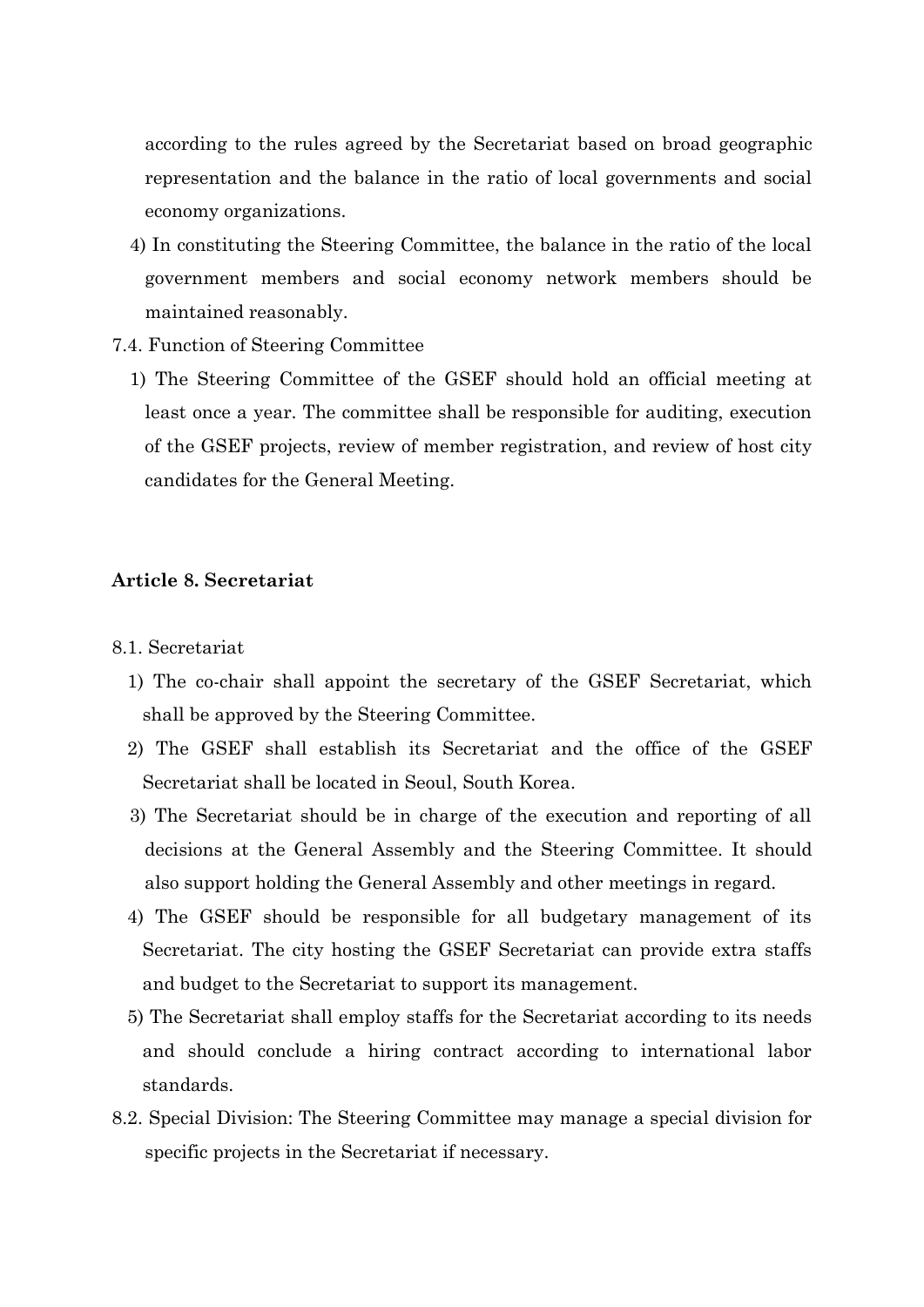according to the rules agreed by the Secretariat based on broad geographic representation and the balance in the ratio of local governments and social economy organizations.

4) In constituting the Steering Committee, the balance in the ratio of the local government members and social economy network members should be maintained reasonably.

7.4. Function of Steering Committee

1) The Steering Committee of the GSEF should hold an official meeting at least once a year. The committee shall be responsible for auditing, execution of the GSEF projects, review of member registration, and review of host city candidates for the General Meeting.

**Article 8. Secretariat**

8.1. Secretariat

1) The co-chair shall appoint the secretary of the GSEF Secretariat, which shall be approved by the Steering Committee.

2) The GSEF shall establish its Secretariat and the office of the GSEF Secretariat shall be located in Seoul, South Korea.

3) The Secretariat should be in charge of the execution and reporting of all decisions at the General Assembly and the Steering Committee. It should also support holding the General Assembly and other meetings in regard.

4) The GSEF should be responsible for all budgetary management of its Secretariat. The city hosting the GSEF Secretariat can provide extra staffs and budget to the Secretariat to support its management.

5) The Secretariat shall employ staffs for the Secretariat according to its needs and should conclude a hiring contract according to international labor standards.

8.2. Special Division: The Steering Committee may manage a special division for specific projects in the Secretariat if necessary.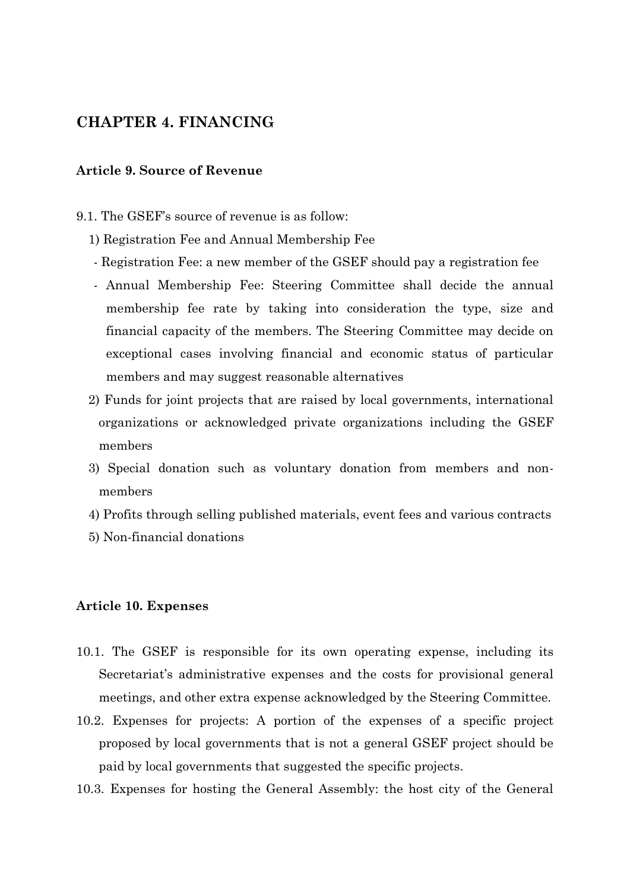## CHAPTER 4. FINANCING

### Article 9. Source of Revenue

9.1. The GSEF's source of revenue is as follow:

1) Registration Fee and Annual Membership Fee
   - Registration Fee: a new member of the GSEF should pay a registration fee
   - Annual Membership Fee: Steering Committee shall decide the annual membership fee rate by taking into consideration the type, size and financial capacity of the members. The Steering Committee may decide on exceptional cases involving financial and economic status of particular members and may suggest reasonable alternatives
2) Funds for joint projects that are raised by local governments, international organizations or acknowledged private organizations including the GSEF members
3) Special donation such as voluntary donation from members and non-members
4) Profits through selling published materials, event fees and various contracts
5) Non-financial donations

### Article 10. Expenses

10.1. The GSEF is responsible for its own operating expense, including its Secretariat's administrative expenses and the costs for provisional general meetings, and other extra expense acknowledged by the Steering Committee.

10.2. Expenses for projects: A portion of the expenses of a specific project proposed by local governments that is not a general GSEF project should be paid by local governments that suggested the specific projects.

10.3. Expenses for hosting the General Assembly: the host city of the General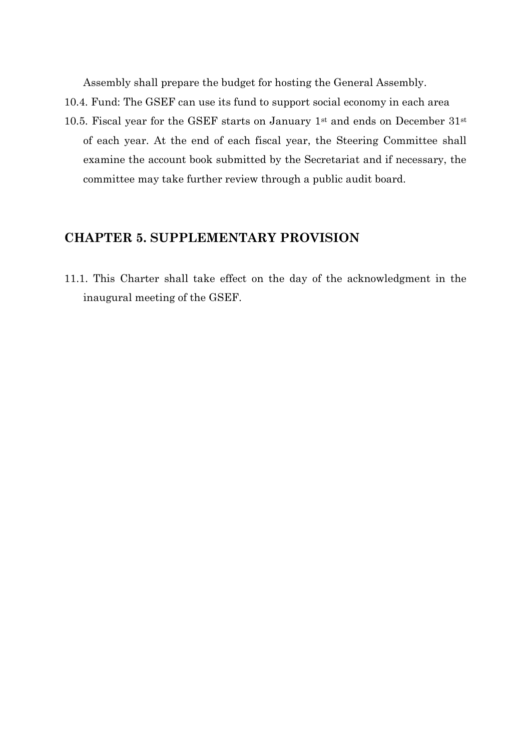Assembly shall prepare the budget for hosting the General Assembly.

10.4. Fund: The GSEF can use its fund to support social economy in each area

10.5. Fiscal year for the GSEF starts on January 1st and ends on December 31st of each year. At the end of each fiscal year, the Steering Committee shall examine the account book submitted by the Secretariat and if necessary, the committee may take further review through a public audit board.

## CHAPTER 5. SUPPLEMENTARY PROVISION

11.1. This Charter shall take effect on the day of the acknowledgment in the inaugural meeting of the GSEF.